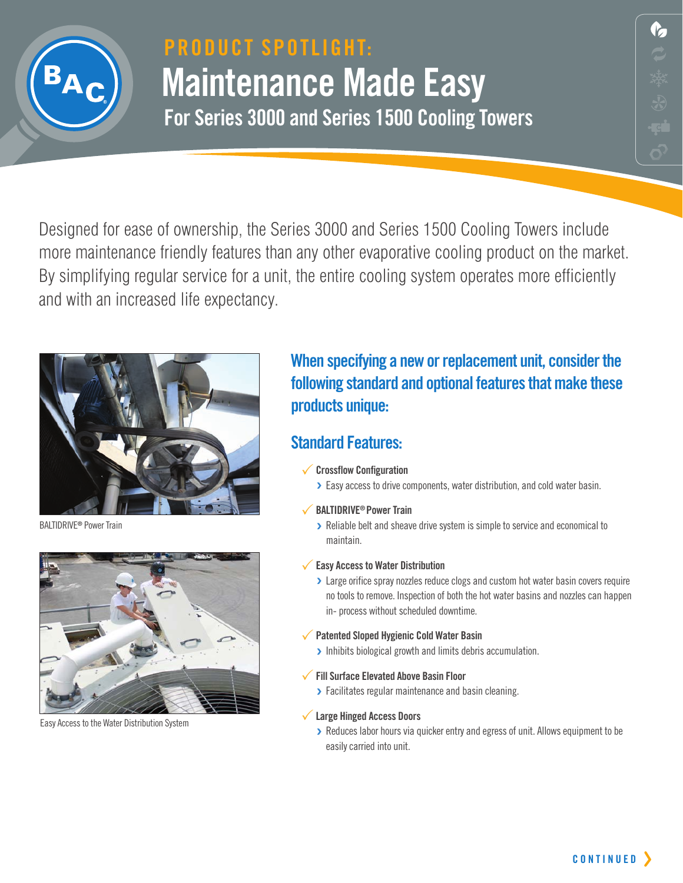PRODUCT SPOTLIGHT:

# Maintenance Made Easy

## For Series 3000 and Series 1500 Cooling Towers

Designed for ease of ownership, the Series 3000 and Series 1500 Cooling Towers include more maintenance friendly features than any other evaporative cooling product on the market. By simplifying regular service for a unit, the entire cooling system operates more efficiently and with an increased life expectancy.

BALTIDRIVE® Power Train

Easy Access to the Water Distribution System

## When specifying a new or replacement unit, consider the following standard and optional features that make these products unique:

## Standard Features:

- **Crossflow Configuration**
  - Easy access to drive components, water distribution, and cold water basin.
- **BALTIDRIVE® Power Train**
  - Reliable belt and sheave drive system is simple to service and economical to maintain.
- **Easy Access to Water Distribution**
  - Large orifice spray nozzles reduce clogs and custom hot water basin covers require no tools to remove. Inspection of both the hot water basins and nozzles can happen in- process without scheduled downtime.
- **Patented Sloped Hygienic Cold Water Basin**
  - Inhibits biological growth and limits debris accumulation.
- **Fill Surface Elevated Above Basin Floor**
  - Facilitates regular maintenance and basin cleaning.
- **Large Hinged Access Doors**
  - Reduces labor hours via quicker entry and egress of unit. Allows equipment to be easily carried into unit.

CONTINUED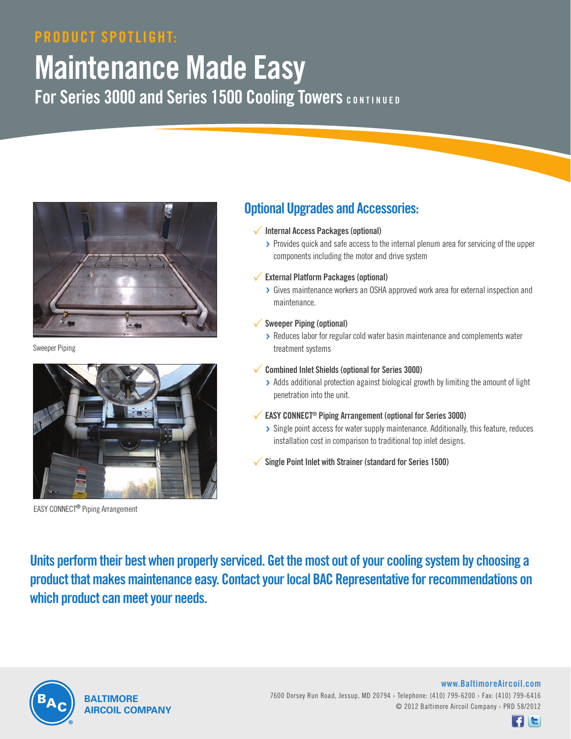PRODUCT SPOTLIGHT:

# Maintenance Made Easy

## For Series 3000 and Series 1500 Cooling Towers CONTINUED

Sweeper Piping

EASY CONNECT® Piping Arrangement

## Optional Upgrades and Accessories:

- ✓ **Internal Access Packages (optional)**
  - › Provides quick and safe access to the internal plenum area for servicing of the upper components including the motor and drive system
- ✓ **External Platform Packages (optional)**
  - › Gives maintenance workers an OSHA approved work area for external inspection and maintenance.
- ✓ **Sweeper Piping (optional)**
  - › Reduces labor for regular cold water basin maintenance and complements water treatment systems
- ✓ **Combined Inlet Shields (optional for Series 3000)**
  - › Adds additional protection against biological growth by limiting the amount of light penetration into the unit.
- ✓ **EASY CONNECT® Piping Arrangement (optional for Series 3000)**
  - › Single point access for water supply maintenance. Additionally, this feature, reduces installation cost in comparison to traditional top inlet designs.
- ✓ **Single Point Inlet with Strainer (standard for Series 1500)**

**Units perform their best when properly serviced. Get the most out of your cooling system by choosing a product that makes maintenance easy. Contact your local BAC Representative for recommendations on which product can meet your needs.**

BALTIMORE AIRCOIL COMPANY

www.BaltimoreAircoil.com

7600 Dorsey Run Road, Jessup, MD 20794 › Telephone: (410) 799-6200 › Fax: (410) 799-6416

© 2012 Baltimore Aircoil Company › PRD 58/2012